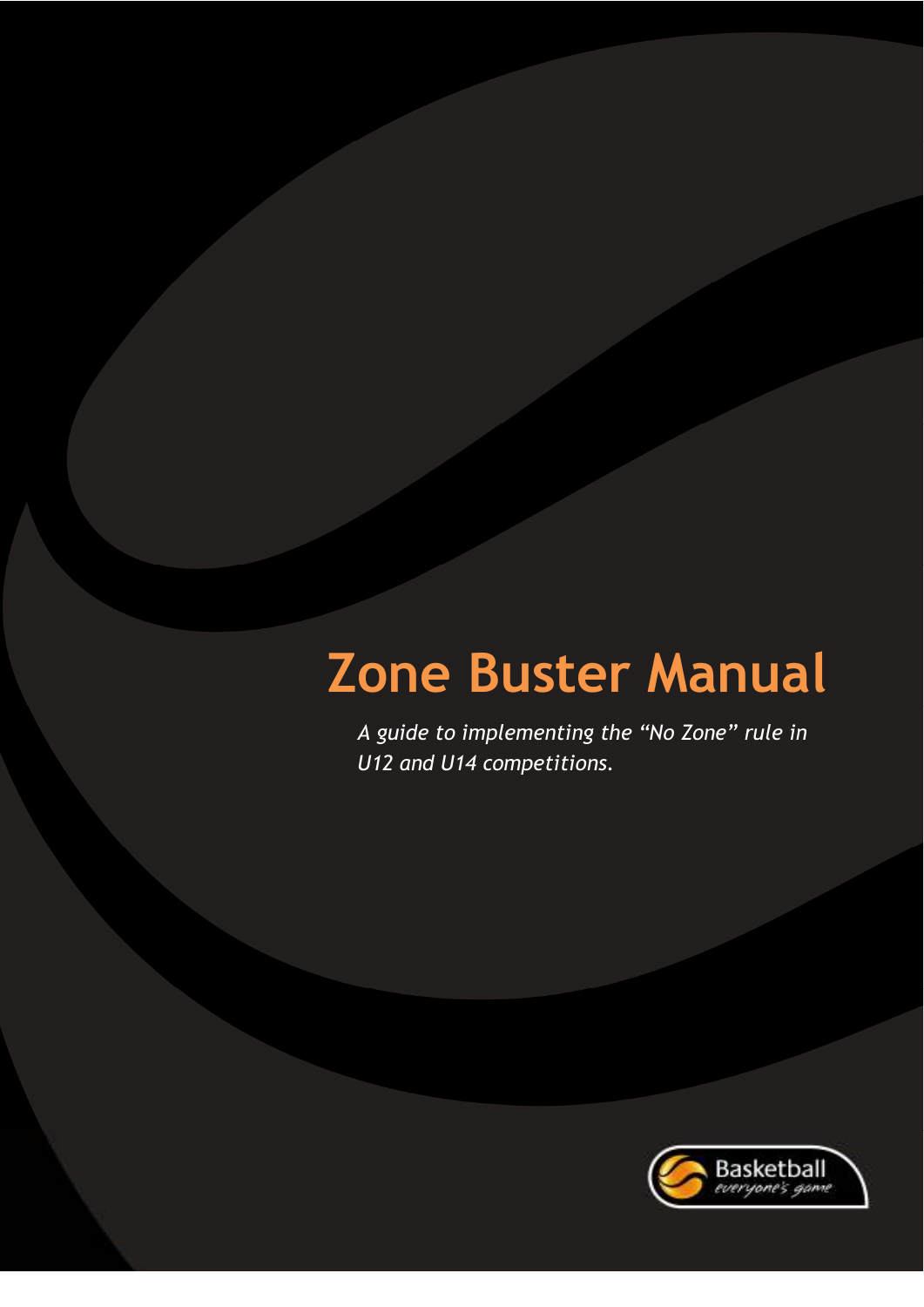# Zone Buster Manual

*A guide to implementing the "No Zone" rule in U12 and U14 competitions.*

Basketball
*everyone's game*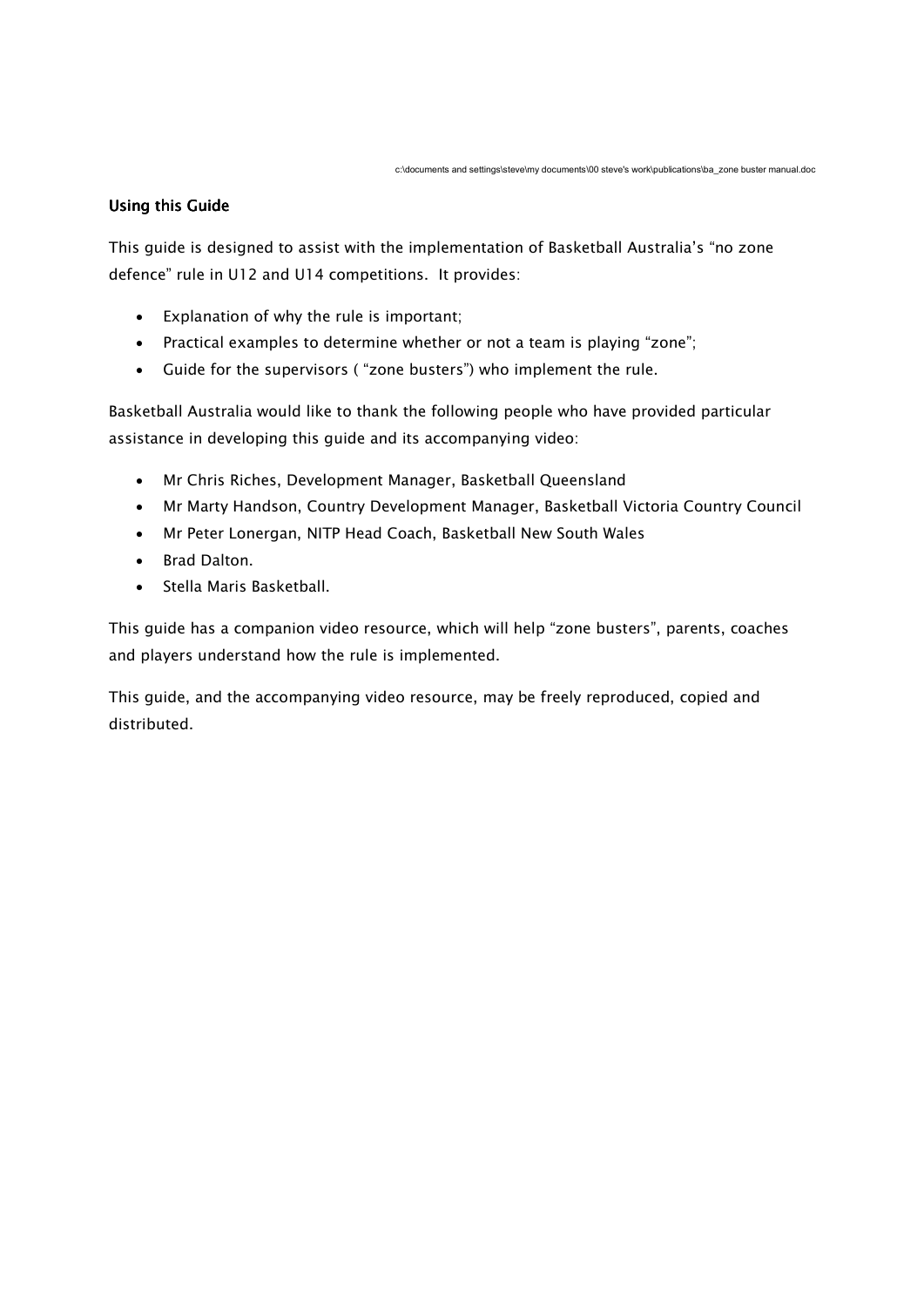## Using this Guide

This guide is designed to assist with the implementation of Basketball Australia's "no zone defence" rule in U12 and U14 competitions. It provides:

- Explanation of why the rule is important;
- Practical examples to determine whether or not a team is playing "zone";
- Guide for the supervisors ( "zone busters") who implement the rule.

Basketball Australia would like to thank the following people who have provided particular assistance in developing this guide and its accompanying video:

- Mr Chris Riches, Development Manager, Basketball Queensland
- Mr Marty Handson, Country Development Manager, Basketball Victoria Country Council
- Mr Peter Lonergan, NITP Head Coach, Basketball New South Wales
- Brad Dalton.
- Stella Maris Basketball.

This guide has a companion video resource, which will help "zone busters", parents, coaches and players understand how the rule is implemented.

This guide, and the accompanying video resource, may be freely reproduced, copied and distributed.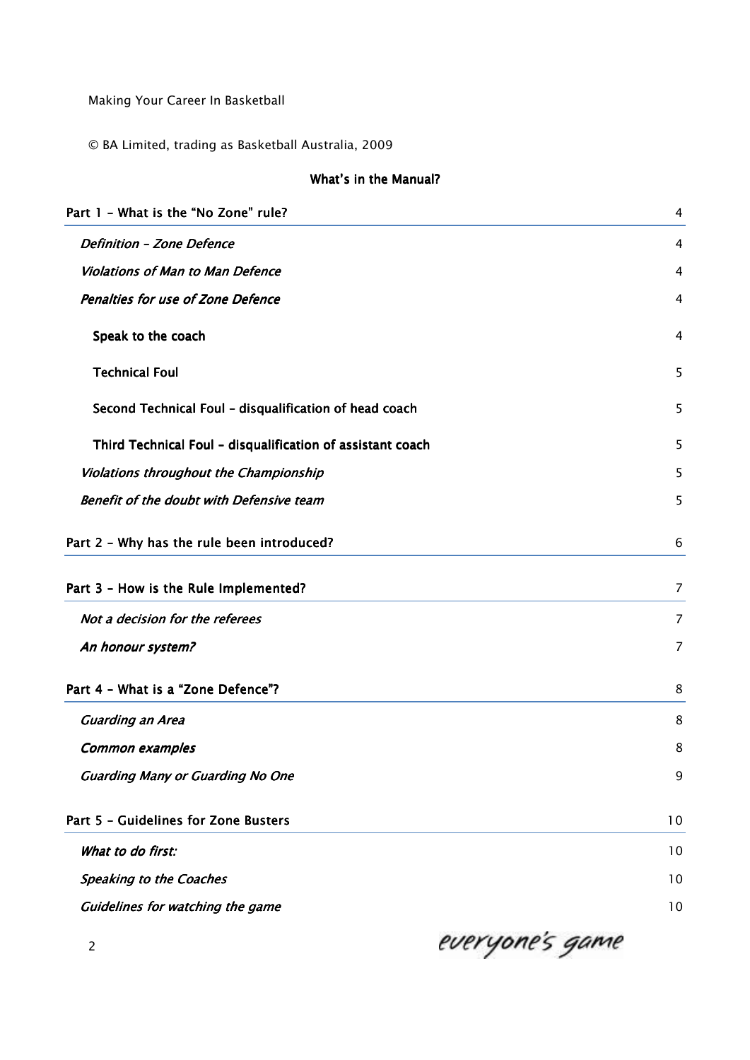Making Your Career In Basketball

© BA Limited, trading as Basketball Australia, 2009

## What's in the Manual?

| | |
|---|---|
| **Part 1 – What is the "No Zone" rule?** | 4 |
| *Definition – Zone Defence* | 4 |
| *Violations of Man to Man Defence* | 4 |
| *Penalties for use of Zone Defence* | 4 |
| **Speak to the coach** | 4 |
| **Technical Foul** | 5 |
| **Second Technical Foul – disqualification of head coach** | 5 |
| **Third Technical Foul – disqualification of assistant coach** | 5 |
| *Violations throughout the Championship* | 5 |
| *Benefit of the doubt with Defensive team* | 5 |
| **Part 2 – Why has the rule been introduced?** | 6 |
| **Part 3 – How is the Rule Implemented?** | 7 |
| *Not a decision for the referees* | 7 |
| *An honour system?* | 7 |
| **Part 4 – What is a "Zone Defence"?** | 8 |
| *Guarding an Area* | 8 |
| *Common examples* | 8 |
| *Guarding Many or Guarding No One* | 9 |
| **Part 5 – Guidelines for Zone Busters** | 10 |
| *What to do first:* | 10 |
| *Speaking to the Coaches* | 10 |
| *Guidelines for watching the game* | 10 |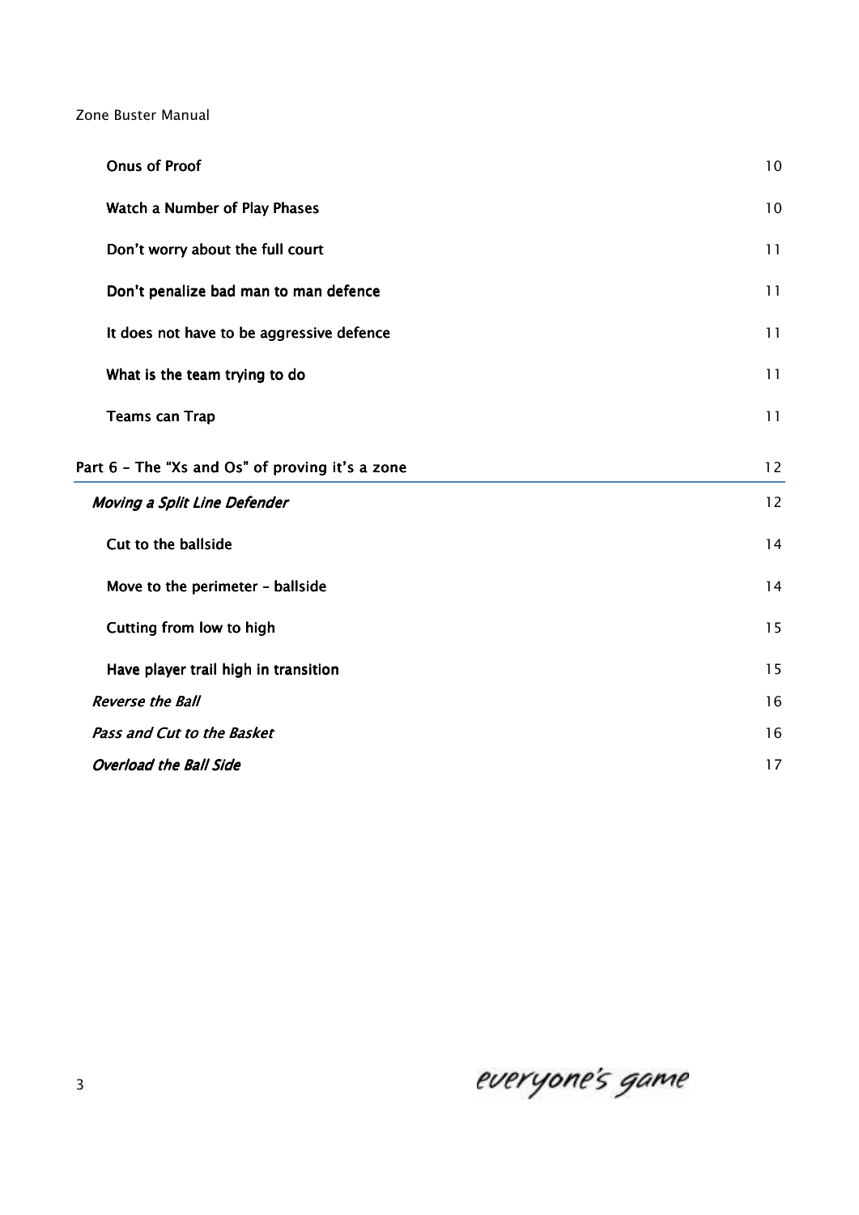**Onus of Proof** 10

**Watch a Number of Play Phases** 10

**Don't worry about the full court** 11

**Don't penalize bad man to man defence** 11

**It does not have to be aggressive defence** 11

**What is the team trying to do** 11

**Teams can Trap** 11

Part 6 – The "Xs and Os" of proving it's a zone 12

***Moving a Split Line Defender*** 12

**Cut to the ballside** 14

**Move to the perimeter – ballside** 14

**Cutting from low to high** 15

**Have player trail high in transition** 15

***Reverse the Ball*** 16

***Pass and Cut to the Basket*** 16

***Overload the Ball Side*** 17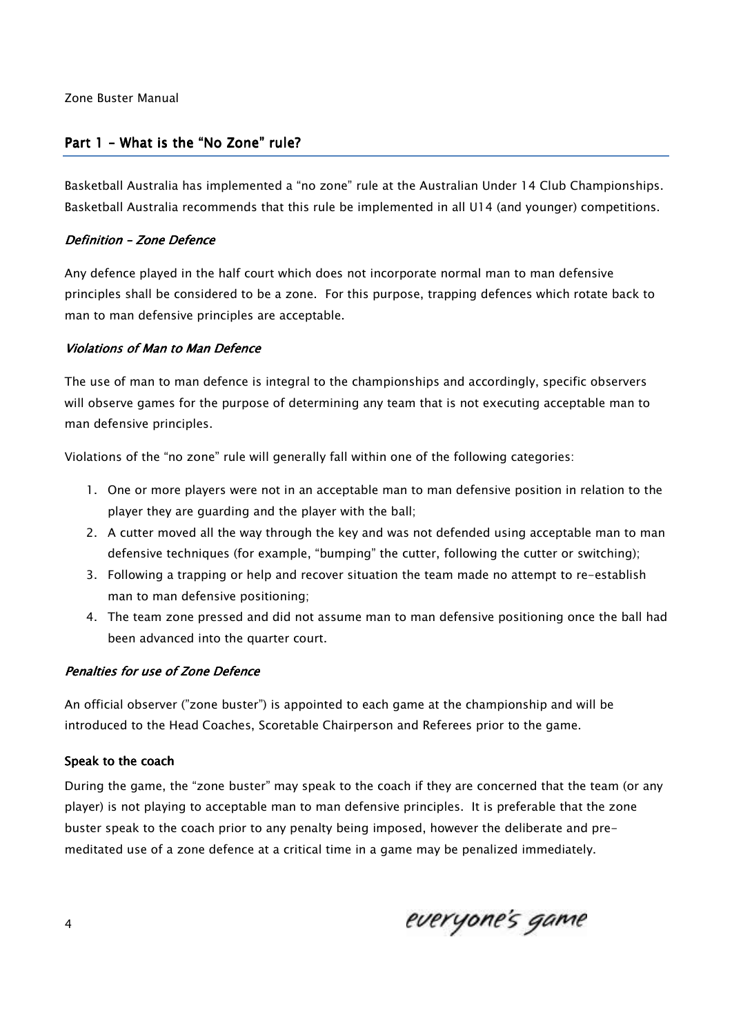## Part 1 – What is the "No Zone" rule?

Basketball Australia has implemented a "no zone" rule at the Australian Under 14 Club Championships. Basketball Australia recommends that this rule be implemented in all U14 (and younger) competitions.

### *Definition – Zone Defence*

Any defence played in the half court which does not incorporate normal man to man defensive principles shall be considered to be a zone. For this purpose, trapping defences which rotate back to man to man defensive principles are acceptable.

### *Violations of Man to Man Defence*

The use of man to man defence is integral to the championships and accordingly, specific observers will observe games for the purpose of determining any team that is not executing acceptable man to man defensive principles.

Violations of the "no zone" rule will generally fall within one of the following categories:

1. One or more players were not in an acceptable man to man defensive position in relation to the player they are guarding and the player with the ball;
2. A cutter moved all the way through the key and was not defended using acceptable man to man defensive techniques (for example, "bumping" the cutter, following the cutter or switching);
3. Following a trapping or help and recover situation the team made no attempt to re-establish man to man defensive positioning;
4. The team zone pressed and did not assume man to man defensive positioning once the ball had been advanced into the quarter court.

### *Penalties for use of Zone Defence*

An official observer ("zone buster") is appointed to each game at the championship and will be introduced to the Head Coaches, Scoretable Chairperson and Referees prior to the game.

#### Speak to the coach

During the game, the "zone buster" may speak to the coach if they are concerned that the team (or any player) is not playing to acceptable man to man defensive principles. It is preferable that the zone buster speak to the coach prior to any penalty being imposed, however the deliberate and pre-meditated use of a zone defence at a critical time in a game may be penalized immediately.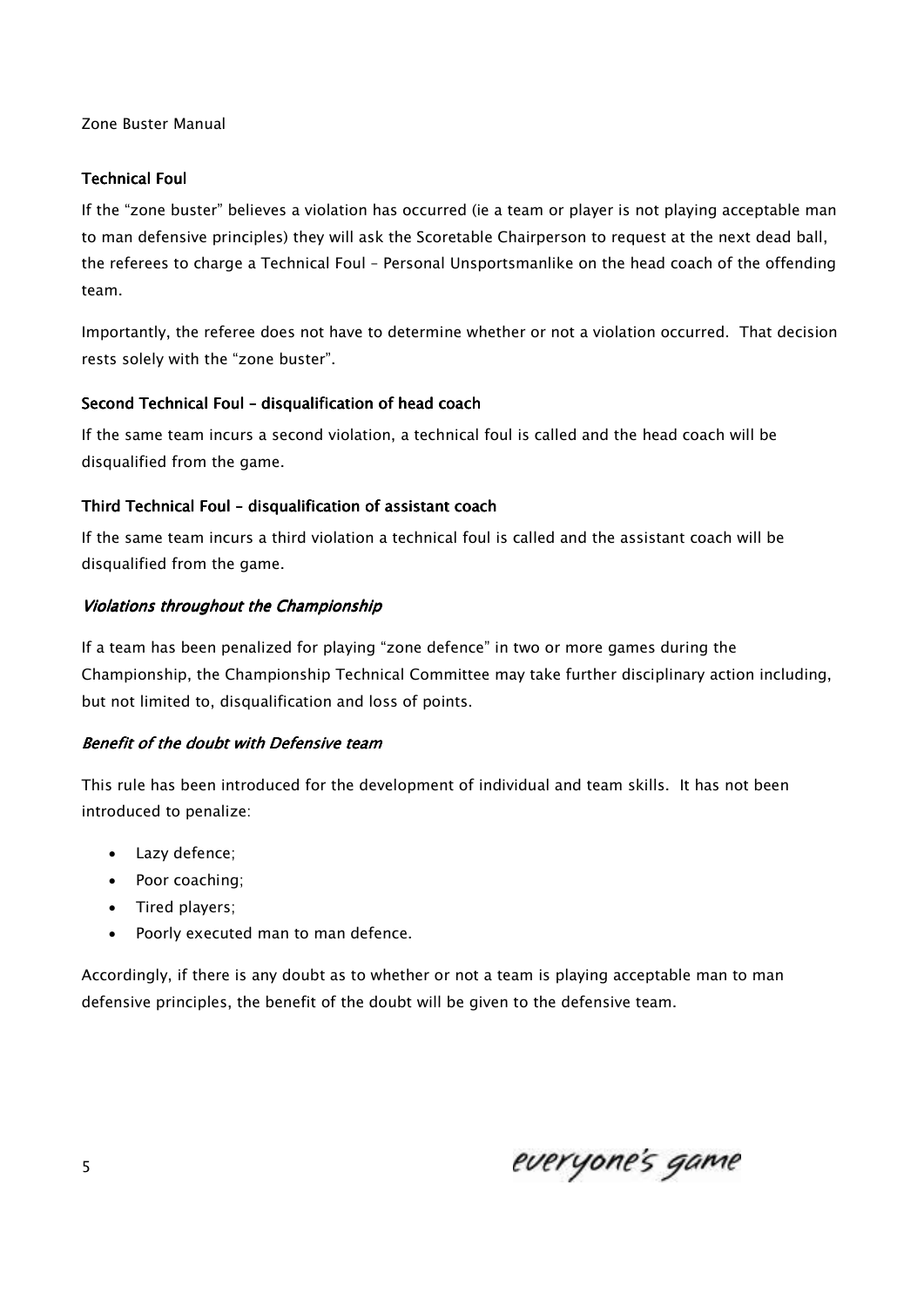### Technical Foul

If the "zone buster" believes a violation has occurred (ie a team or player is not playing acceptable man to man defensive principles) they will ask the Scoretable Chairperson to request at the next dead ball, the referees to charge a Technical Foul – Personal Unsportsmanlike on the head coach of the offending team.

Importantly, the referee does not have to determine whether or not a violation occurred. That decision rests solely with the "zone buster".

### Second Technical Foul – disqualification of head coach

If the same team incurs a second violation, a technical foul is called and the head coach will be disqualified from the game.

### Third Technical Foul – disqualification of assistant coach

If the same team incurs a third violation a technical foul is called and the assistant coach will be disqualified from the game.

### *Violations throughout the Championship*

If a team has been penalized for playing "zone defence" in two or more games during the Championship, the Championship Technical Committee may take further disciplinary action including, but not limited to, disqualification and loss of points.

### *Benefit of the doubt with Defensive team*

This rule has been introduced for the development of individual and team skills. It has not been introduced to penalize:

- Lazy defence;
- Poor coaching;
- Tired players;
- Poorly executed man to man defence.

Accordingly, if there is any doubt as to whether or not a team is playing acceptable man to man defensive principles, the benefit of the doubt will be given to the defensive team.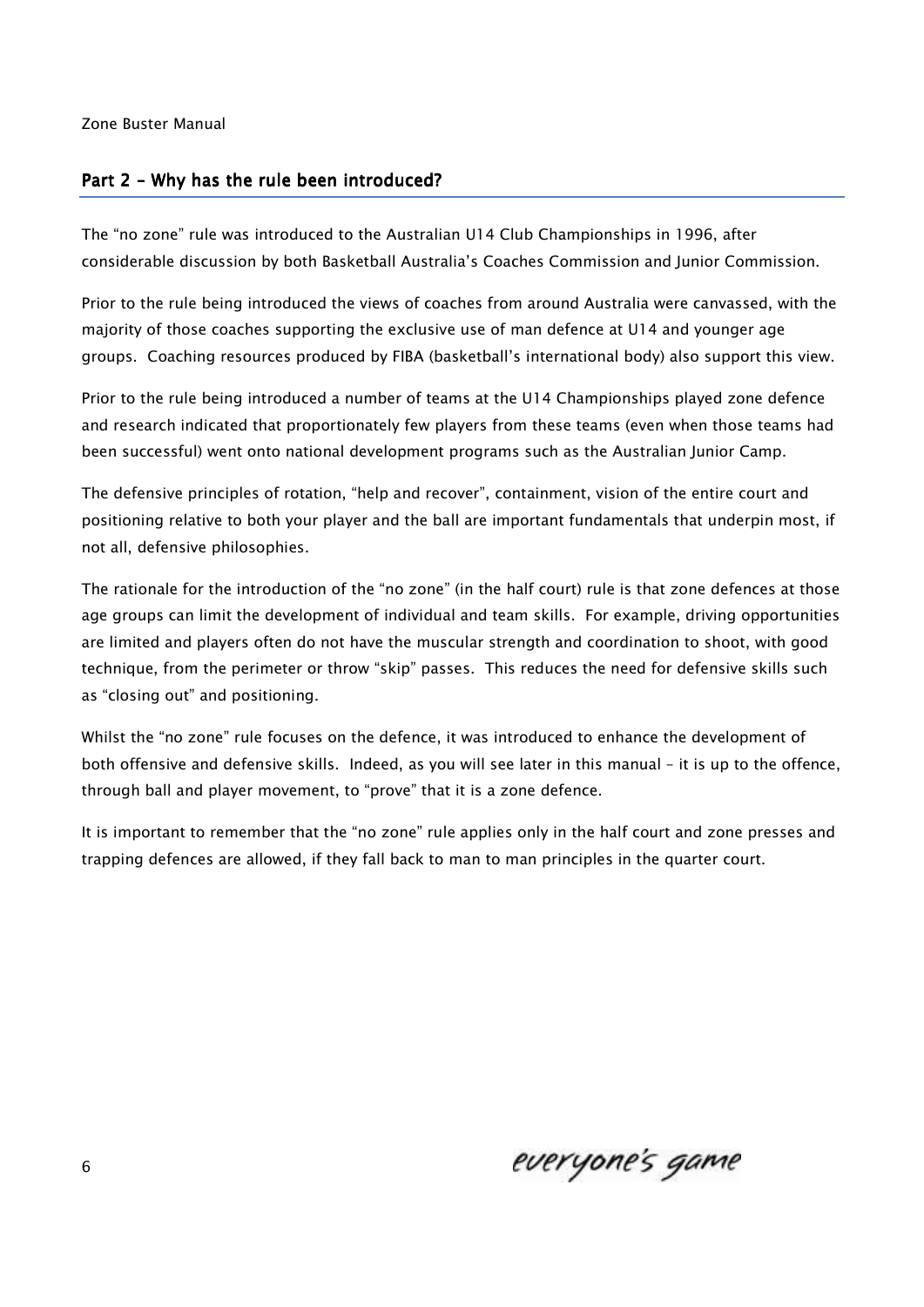## Part 2 – Why has the rule been introduced?

The "no zone" rule was introduced to the Australian U14 Club Championships in 1996, after considerable discussion by both Basketball Australia's Coaches Commission and Junior Commission.

Prior to the rule being introduced the views of coaches from around Australia were canvassed, with the majority of those coaches supporting the exclusive use of man defence at U14 and younger age groups. Coaching resources produced by FIBA (basketball's international body) also support this view.

Prior to the rule being introduced a number of teams at the U14 Championships played zone defence and research indicated that proportionately few players from these teams (even when those teams had been successful) went onto national development programs such as the Australian Junior Camp.

The defensive principles of rotation, "help and recover", containment, vision of the entire court and positioning relative to both your player and the ball are important fundamentals that underpin most, if not all, defensive philosophies.

The rationale for the introduction of the "no zone" (in the half court) rule is that zone defences at those age groups can limit the development of individual and team skills. For example, driving opportunities are limited and players often do not have the muscular strength and coordination to shoot, with good technique, from the perimeter or throw "skip" passes. This reduces the need for defensive skills such as "closing out" and positioning.

Whilst the "no zone" rule focuses on the defence, it was introduced to enhance the development of both offensive and defensive skills. Indeed, as you will see later in this manual – it is up to the offence, through ball and player movement, to "prove" that it is a zone defence.

It is important to remember that the "no zone" rule applies only in the half court and zone presses and trapping defences are allowed, if they fall back to man to man principles in the quarter court.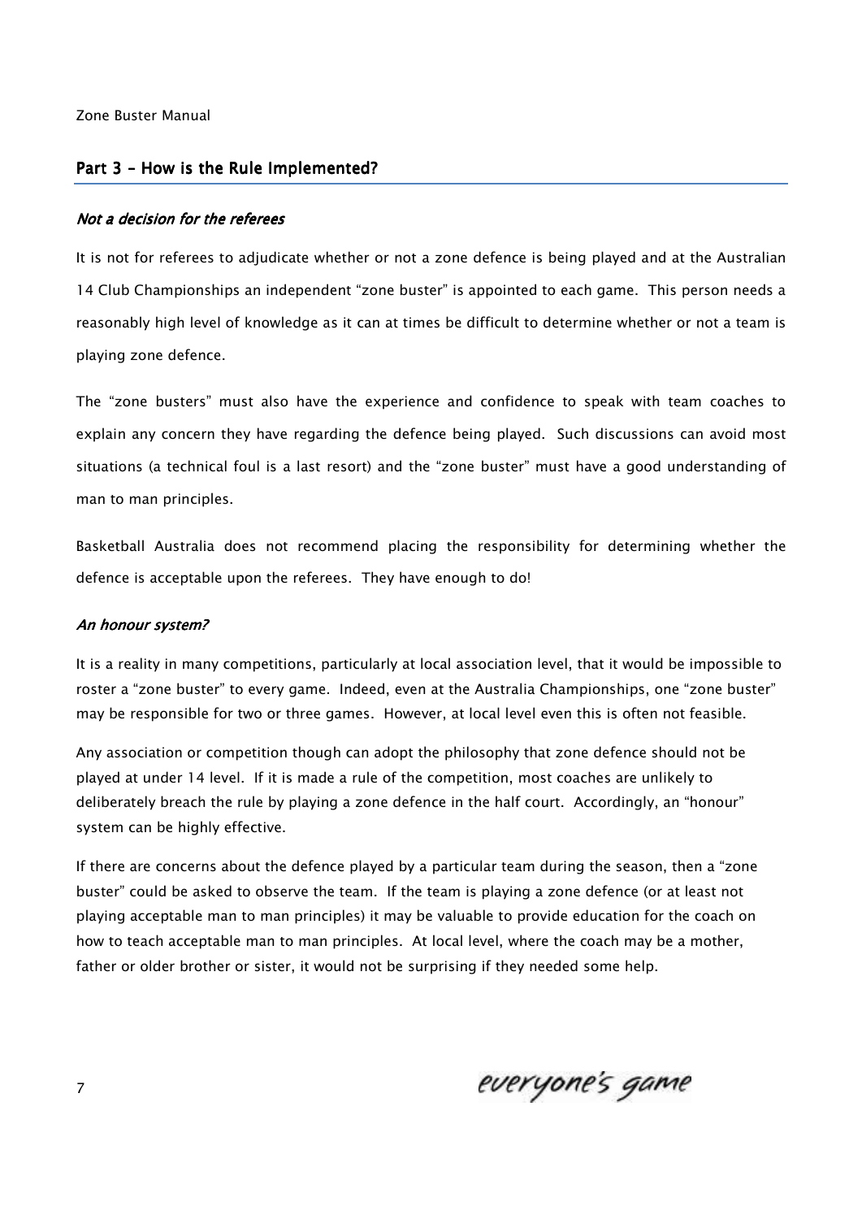## Part 3 – How is the Rule Implemented?

### *Not a decision for the referees*

It is not for referees to adjudicate whether or not a zone defence is being played and at the Australian 14 Club Championships an independent "zone buster" is appointed to each game. This person needs a reasonably high level of knowledge as it can at times be difficult to determine whether or not a team is playing zone defence.

The "zone busters" must also have the experience and confidence to speak with team coaches to explain any concern they have regarding the defence being played. Such discussions can avoid most situations (a technical foul is a last resort) and the "zone buster" must have a good understanding of man to man principles.

Basketball Australia does not recommend placing the responsibility for determining whether the defence is acceptable upon the referees. They have enough to do!

### *An honour system?*

It is a reality in many competitions, particularly at local association level, that it would be impossible to roster a "zone buster" to every game. Indeed, even at the Australia Championships, one "zone buster" may be responsible for two or three games. However, at local level even this is often not feasible.

Any association or competition though can adopt the philosophy that zone defence should not be played at under 14 level. If it is made a rule of the competition, most coaches are unlikely to deliberately breach the rule by playing a zone defence in the half court. Accordingly, an "honour" system can be highly effective.

If there are concerns about the defence played by a particular team during the season, then a "zone buster" could be asked to observe the team. If the team is playing a zone defence (or at least not playing acceptable man to man principles) it may be valuable to provide education for the coach on how to teach acceptable man to man principles. At local level, where the coach may be a mother, father or older brother or sister, it would not be surprising if they needed some help.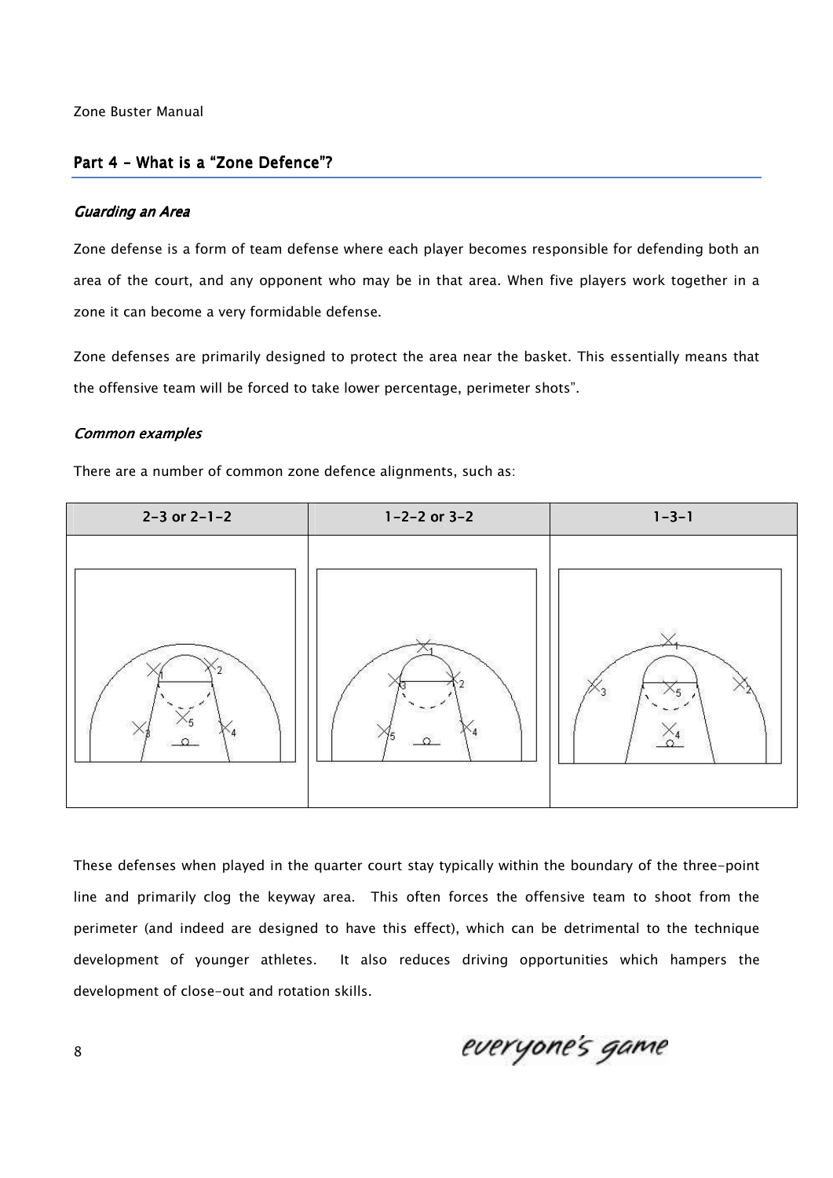## Part 4 – What is a "Zone Defence"?

### *Guarding an Area*

Zone defense is a form of team defense where each player becomes responsible for defending both an area of the court, and any opponent who may be in that area. When five players work together in a zone it can become a very formidable defense.

Zone defenses are primarily designed to protect the area near the basket. This essentially means that the offensive team will be forced to take lower percentage, perimeter shots".

### *Common examples*

There are a number of common zone defence alignments, such as:

| 2-3 or 2-1-2 | 1-2-2 or 3-2 | 1-3-1 |
| --- | --- | --- |
| | | |

These defenses when played in the quarter court stay typically within the boundary of the three-point line and primarily clog the keyway area. This often forces the offensive team to shoot from the perimeter (and indeed are designed to have this effect), which can be detrimental to the technique development of younger athletes. It also reduces driving opportunities which hampers the development of close-out and rotation skills.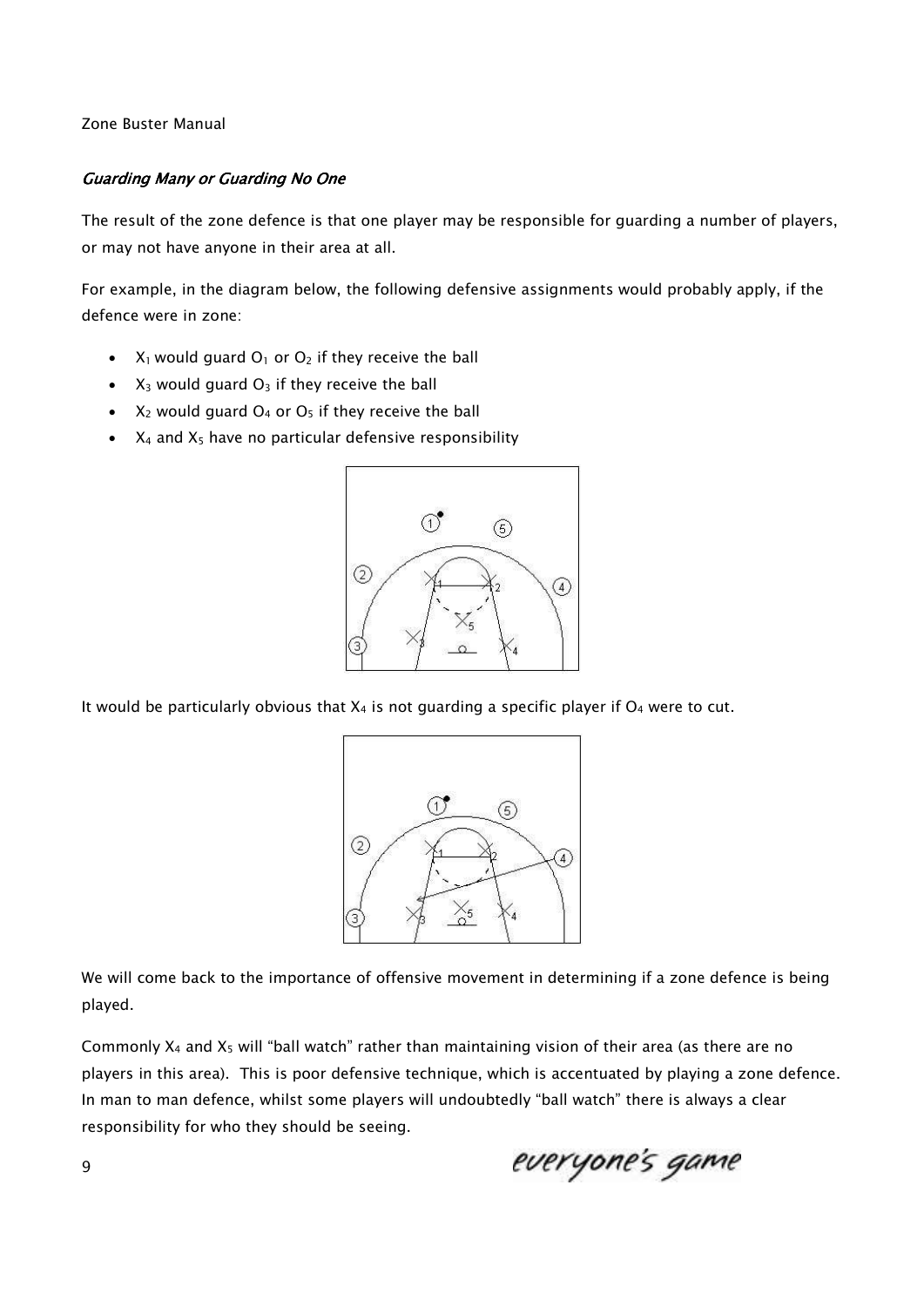### *Guarding Many or Guarding No One*

The result of the zone defence is that one player may be responsible for guarding a number of players, or may not have anyone in their area at all.

For example, in the diagram below, the following defensive assignments would probably apply, if the defence were in zone:

- $X_1$ would guard $O_1$ or $O_2$ if they receive the ball
- $X_3$ would guard $O_3$ if they receive the ball
- $X_2$ would guard $O_4$ or $O_5$ if they receive the ball
- $X_4$ and $X_5$ have no particular defensive responsibility

It would be particularly obvious that $X_4$ is not guarding a specific player if $O_4$ were to cut.

We will come back to the importance of offensive movement in determining if a zone defence is being played.

Commonly $X_4$ and $X_5$ will "ball watch" rather than maintaining vision of their area (as there are no players in this area). This is poor defensive technique, which is accentuated by playing a zone defence. In man to man defence, whilst some players will undoubtedly "ball watch" there is always a clear responsibility for who they should be seeing.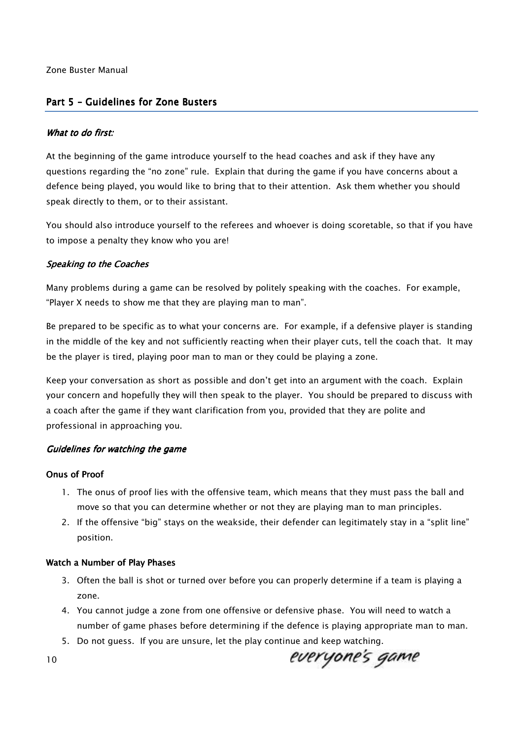## Part 5 – Guidelines for Zone Busters

### *What to do first:*

At the beginning of the game introduce yourself to the head coaches and ask if they have any questions regarding the "no zone" rule. Explain that during the game if you have concerns about a defence being played, you would like to bring that to their attention. Ask them whether you should speak directly to them, or to their assistant.

You should also introduce yourself to the referees and whoever is doing scoretable, so that if you have to impose a penalty they know who you are!

### *Speaking to the Coaches*

Many problems during a game can be resolved by politely speaking with the coaches. For example, "Player X needs to show me that they are playing man to man".

Be prepared to be specific as to what your concerns are. For example, if a defensive player is standing in the middle of the key and not sufficiently reacting when their player cuts, tell the coach that. It may be the player is tired, playing poor man to man or they could be playing a zone.

Keep your conversation as short as possible and don't get into an argument with the coach. Explain your concern and hopefully they will then speak to the player. You should be prepared to discuss with a coach after the game if they want clarification from you, provided that they are polite and professional in approaching you.

### *Guidelines for watching the game*

**Onus of Proof**

1. The onus of proof lies with the offensive team, which means that they must pass the ball and move so that you can determine whether or not they are playing man to man principles.
2. If the offensive "big" stays on the weakside, their defender can legitimately stay in a "split line" position.

**Watch a Number of Play Phases**

3. Often the ball is shot or turned over before you can properly determine if a team is playing a zone.
4. You cannot judge a zone from one offensive or defensive phase. You will need to watch a number of game phases before determining if the defence is playing appropriate man to man.
5. Do not guess. If you are unsure, let the play continue and keep watching.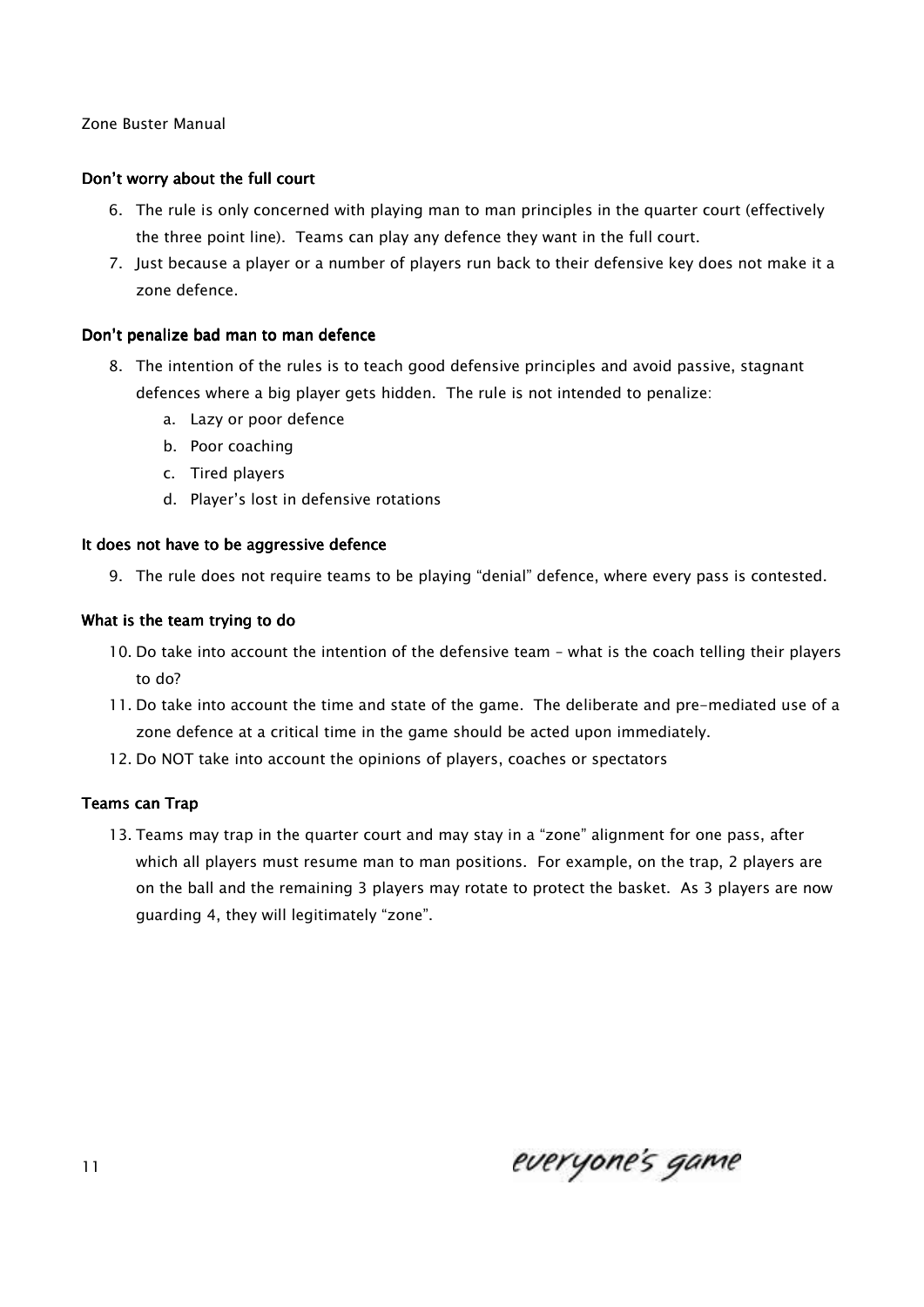### Don't worry about the full court

6. The rule is only concerned with playing man to man principles in the quarter court (effectively the three point line). Teams can play any defence they want in the full court.
7. Just because a player or a number of players run back to their defensive key does not make it a zone defence.

### Don't penalize bad man to man defence

8. The intention of the rules is to teach good defensive principles and avoid passive, stagnant defences where a big player gets hidden. The rule is not intended to penalize:
   a. Lazy or poor defence
   b. Poor coaching
   c. Tired players
   d. Player's lost in defensive rotations

### It does not have to be aggressive defence

9. The rule does not require teams to be playing "denial" defence, where every pass is contested.

### What is the team trying to do

10. Do take into account the intention of the defensive team – what is the coach telling their players to do?
11. Do take into account the time and state of the game. The deliberate and pre-mediated use of a zone defence at a critical time in the game should be acted upon immediately.
12. Do NOT take into account the opinions of players, coaches or spectators

### Teams can Trap

13. Teams may trap in the quarter court and may stay in a "zone" alignment for one pass, after which all players must resume man to man positions. For example, on the trap, 2 players are on the ball and the remaining 3 players may rotate to protect the basket. As 3 players are now guarding 4, they will legitimately "zone".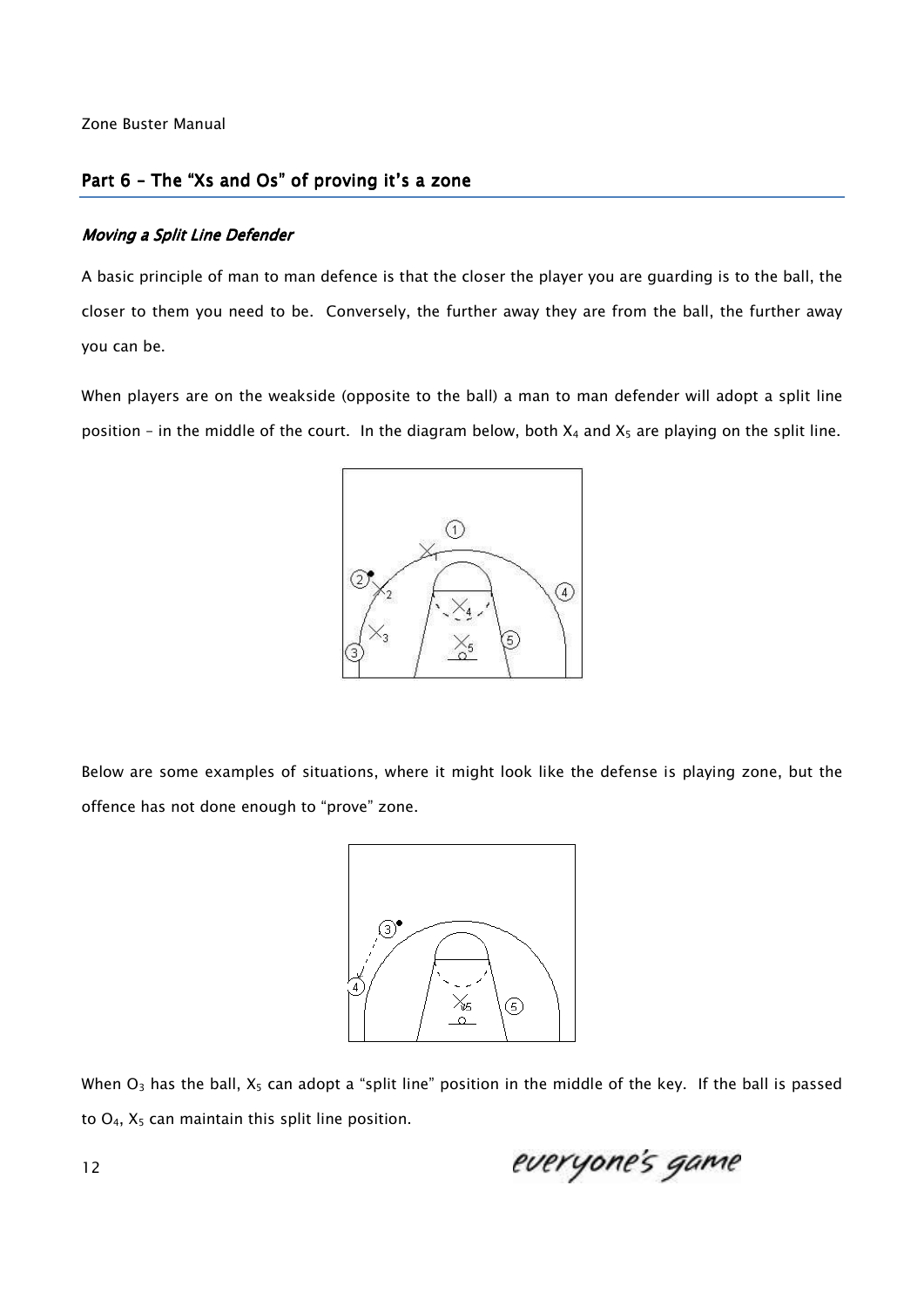## Part 6 – The "Xs and Os" of proving it's a zone

### *Moving a Split Line Defender*

A basic principle of man to man defence is that the closer the player you are guarding is to the ball, the closer to them you need to be. Conversely, the further away they are from the ball, the further away you can be.

When players are on the weakside (opposite to the ball) a man to man defender will adopt a split line position – in the middle of the court. In the diagram below, both $X_4$ and $X_5$ are playing on the split line.

Below are some examples of situations, where it might look like the defense is playing zone, but the offence has not done enough to "prove" zone.

When $O_3$ has the ball, $X_5$ can adopt a "split line" position in the middle of the key. If the ball is passed to $O_4$, $X_5$ can maintain this split line position.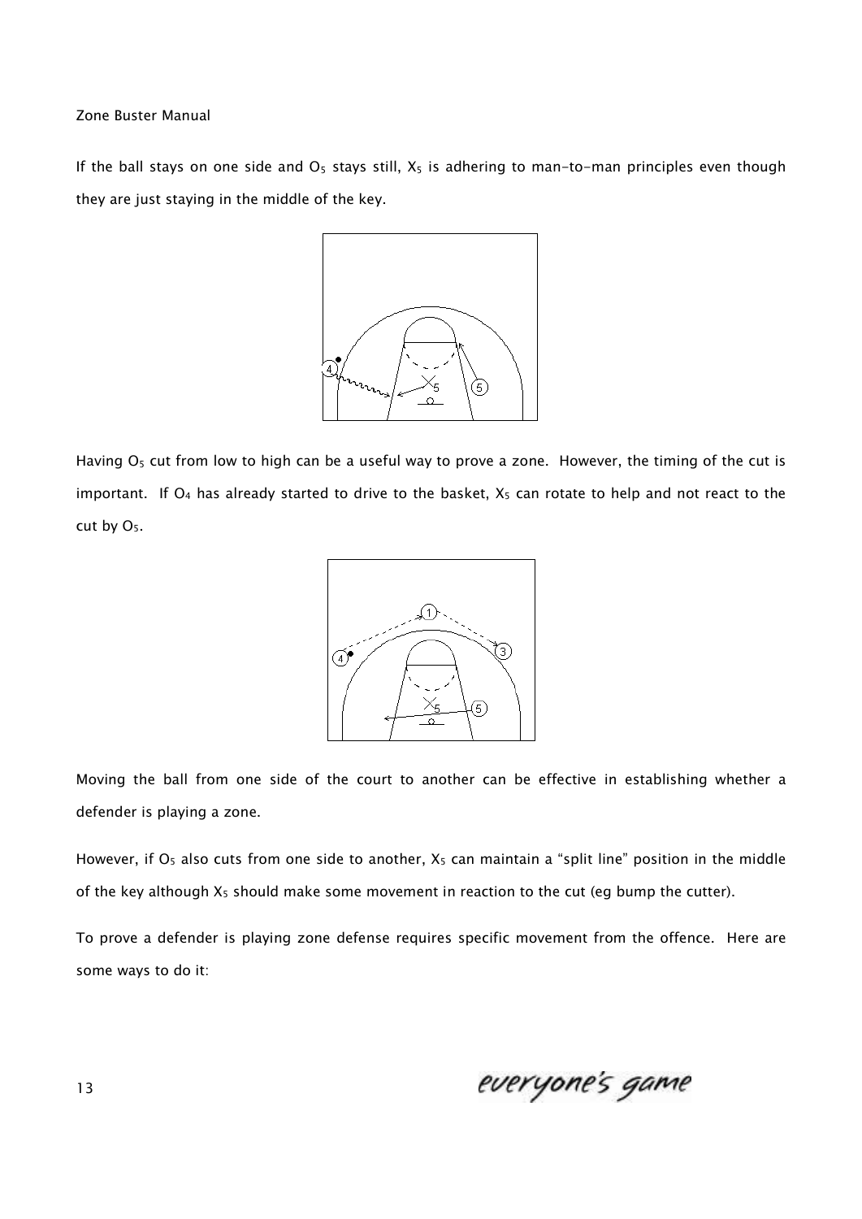If the ball stays on one side and $O_5$ stays still, $X_5$ is adhering to man-to-man principles even though they are just staying in the middle of the key.

Having $O_5$ cut from low to high can be a useful way to prove a zone. However, the timing of the cut is important. If $O_4$ has already started to drive to the basket, $X_5$ can rotate to help and not react to the cut by $O_5$.

Moving the ball from one side of the court to another can be effective in establishing whether a defender is playing a zone.

However, if $O_5$ also cuts from one side to another, $X_5$ can maintain a "split line" position in the middle of the key although $X_5$ should make some movement in reaction to the cut (eg bump the cutter).

To prove a defender is playing zone defense requires specific movement from the offence. Here are some ways to do it: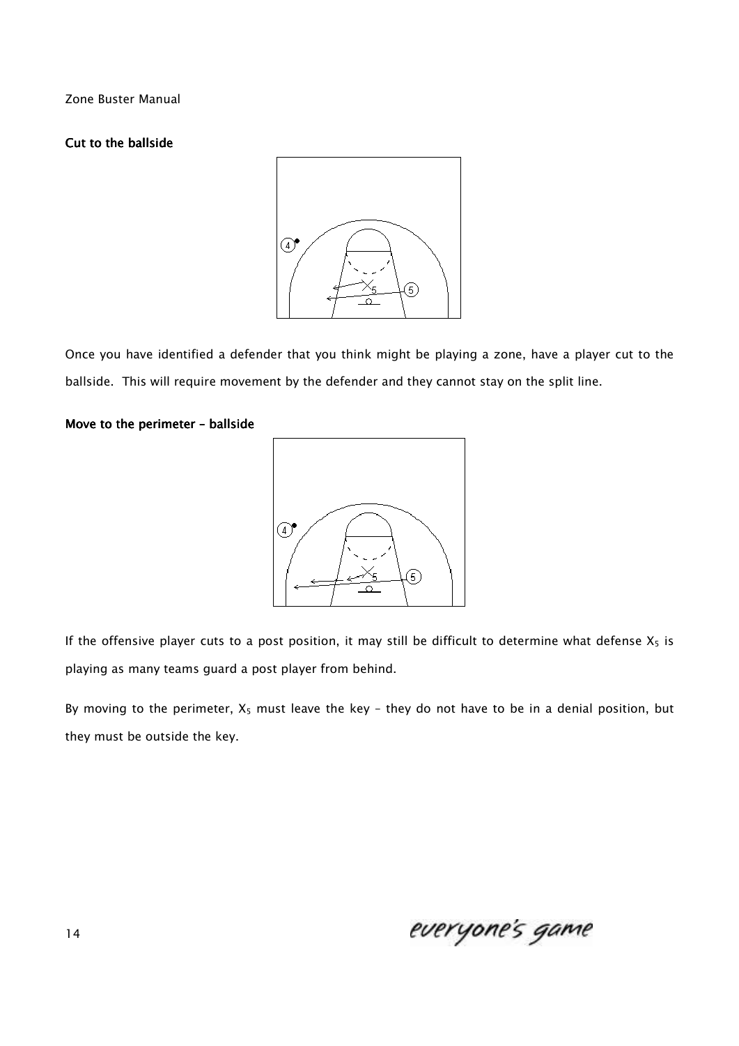### Cut to the ballside

Once you have identified a defender that you think might be playing a zone, have a player cut to the ballside. This will require movement by the defender and they cannot stay on the split line.

### Move to the perimeter – ballside

If the offensive player cuts to a post position, it may still be difficult to determine what defense $X_5$ is playing as many teams guard a post player from behind.

By moving to the perimeter, $X_5$ must leave the key – they do not have to be in a denial position, but they must be outside the key.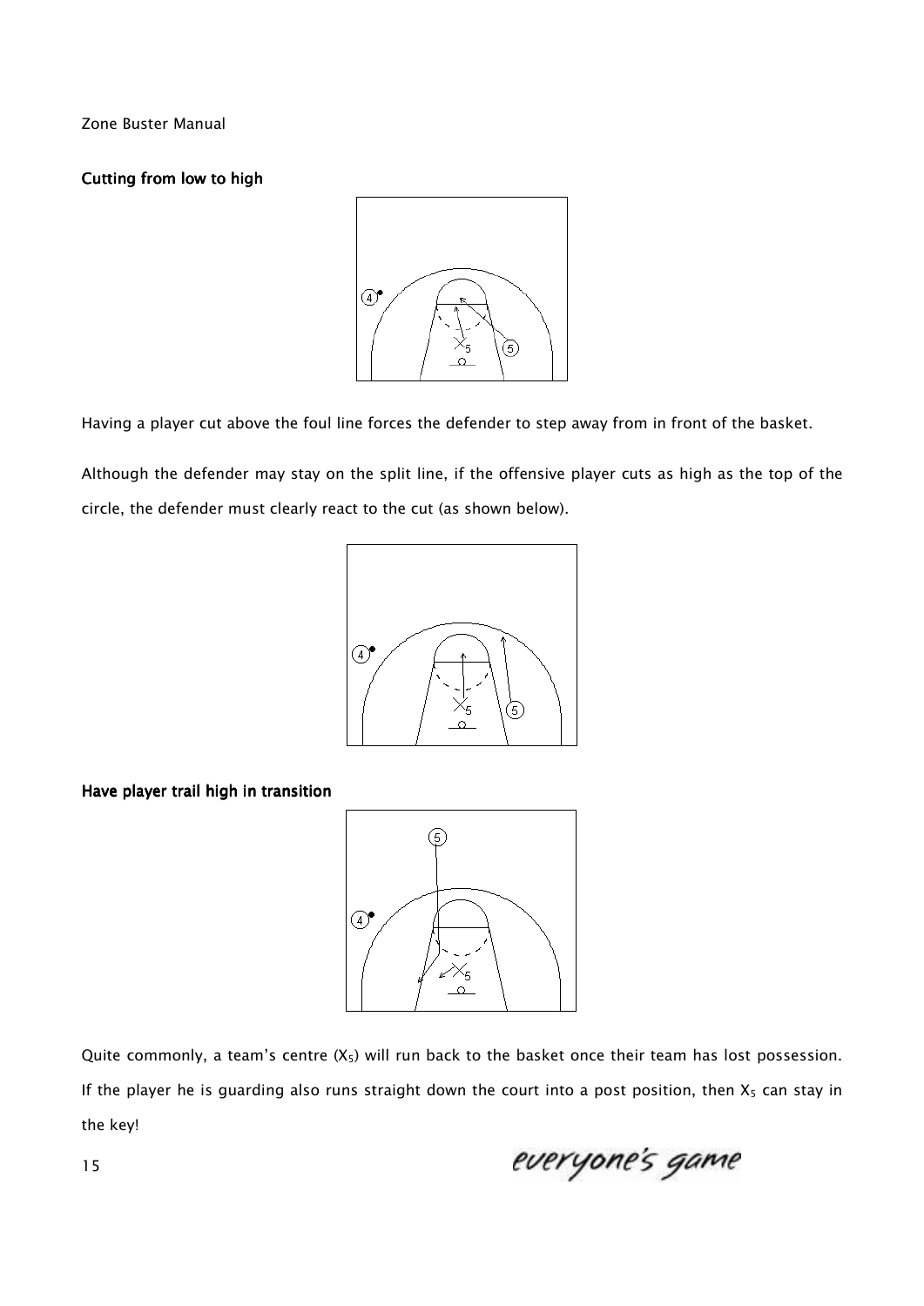### Cutting from low to high

Having a player cut above the foul line forces the defender to step away from in front of the basket.

Although the defender may stay on the split line, if the offensive player cuts as high as the top of the circle, the defender must clearly react to the cut (as shown below).

### Have player trail high in transition

Quite commonly, a team's centre ($X_5$) will run back to the basket once their team has lost possession. If the player he is guarding also runs straight down the court into a post position, then $X_5$ can stay in the key!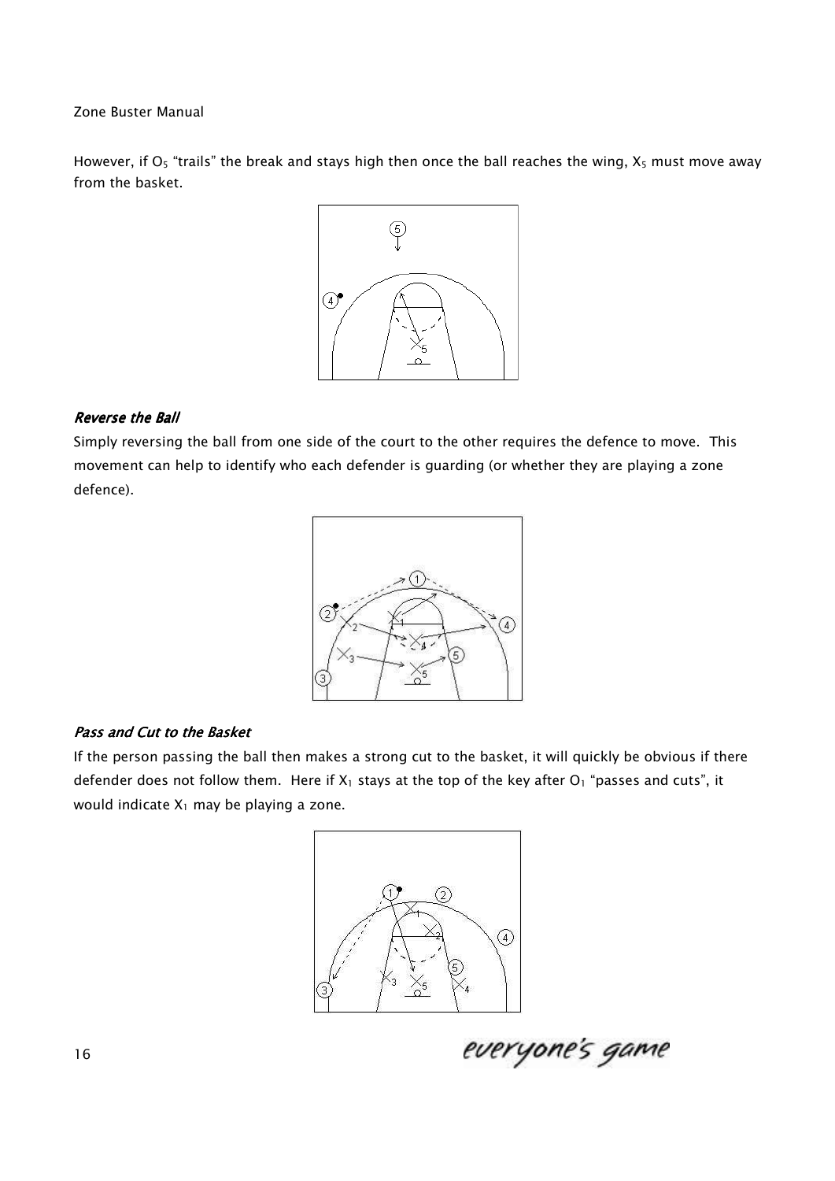However, if $O_5$ "trails" the break and stays high then once the ball reaches the wing, $X_5$ must move away from the basket.

### *Reverse the Ball*

Simply reversing the ball from one side of the court to the other requires the defence to move. This movement can help to identify who each defender is guarding (or whether they are playing a zone defence).

### *Pass and Cut to the Basket*

If the person passing the ball then makes a strong cut to the basket, it will quickly be obvious if there defender does not follow them. Here if $X_1$ stays at the top of the key after $O_1$ "passes and cuts", it would indicate $X_1$ may be playing a zone.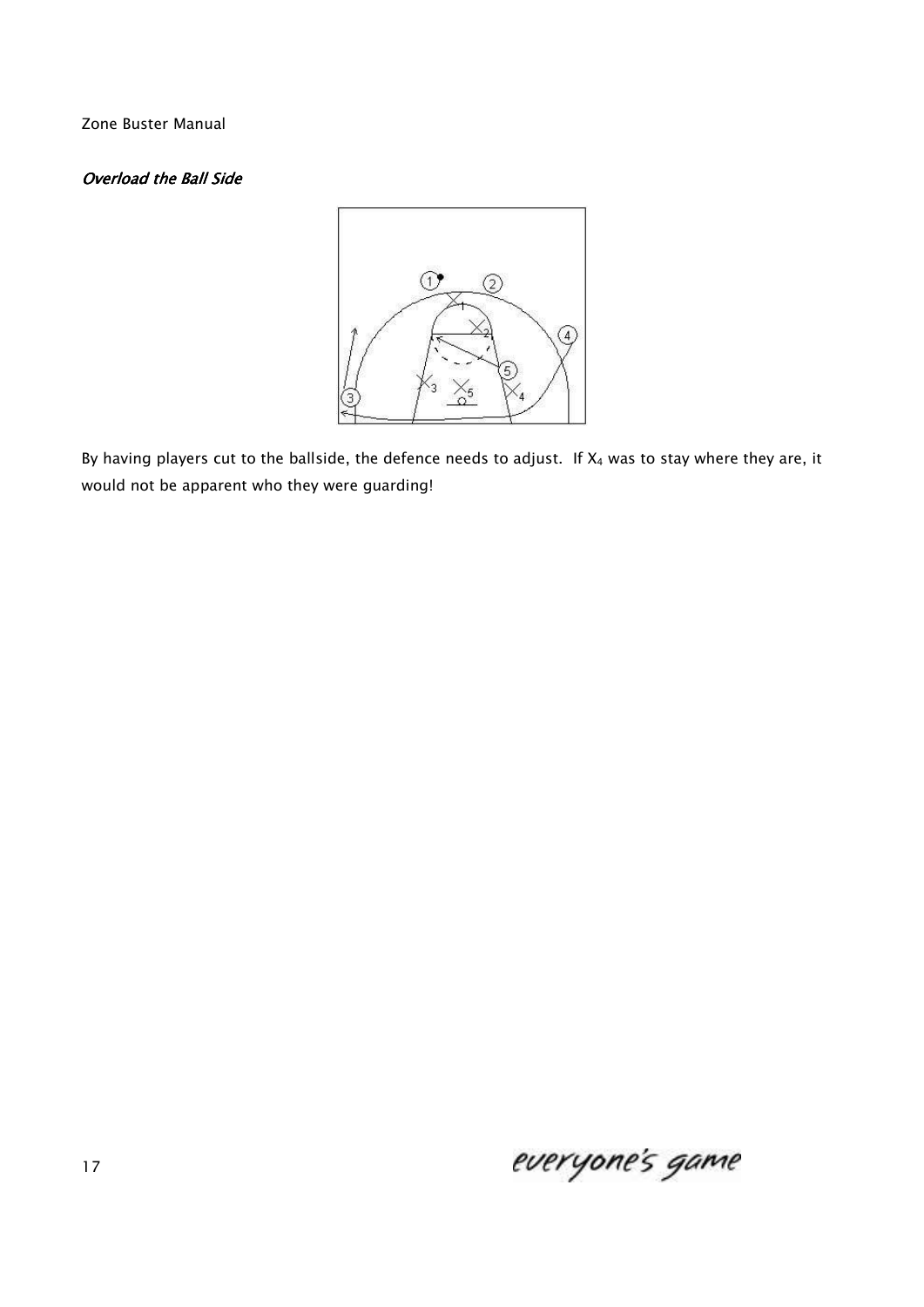*Overload the Ball Side*

By having players cut to the ballside, the defence needs to adjust. If $X_4$ was to stay where they are, it would not be apparent who they were guarding!